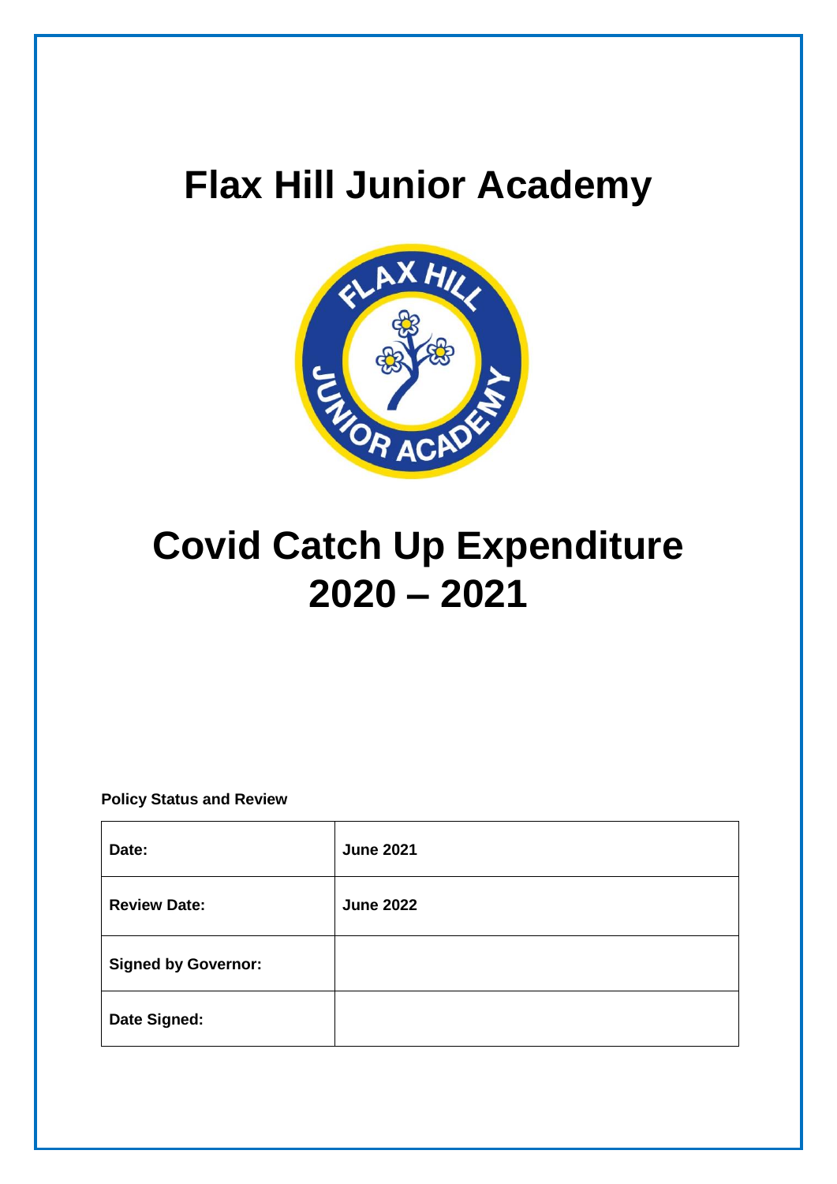# Flax Hill Junior Academy

# Covid Catch Up Expenditure 2020 – 2021

**Policy Status and Review**

| **Date:** | **June 2021** |
|---|---|
| **Review Date:** | **June 2022** |
| **Signed by Governor:** | |
| **Date Signed:** | |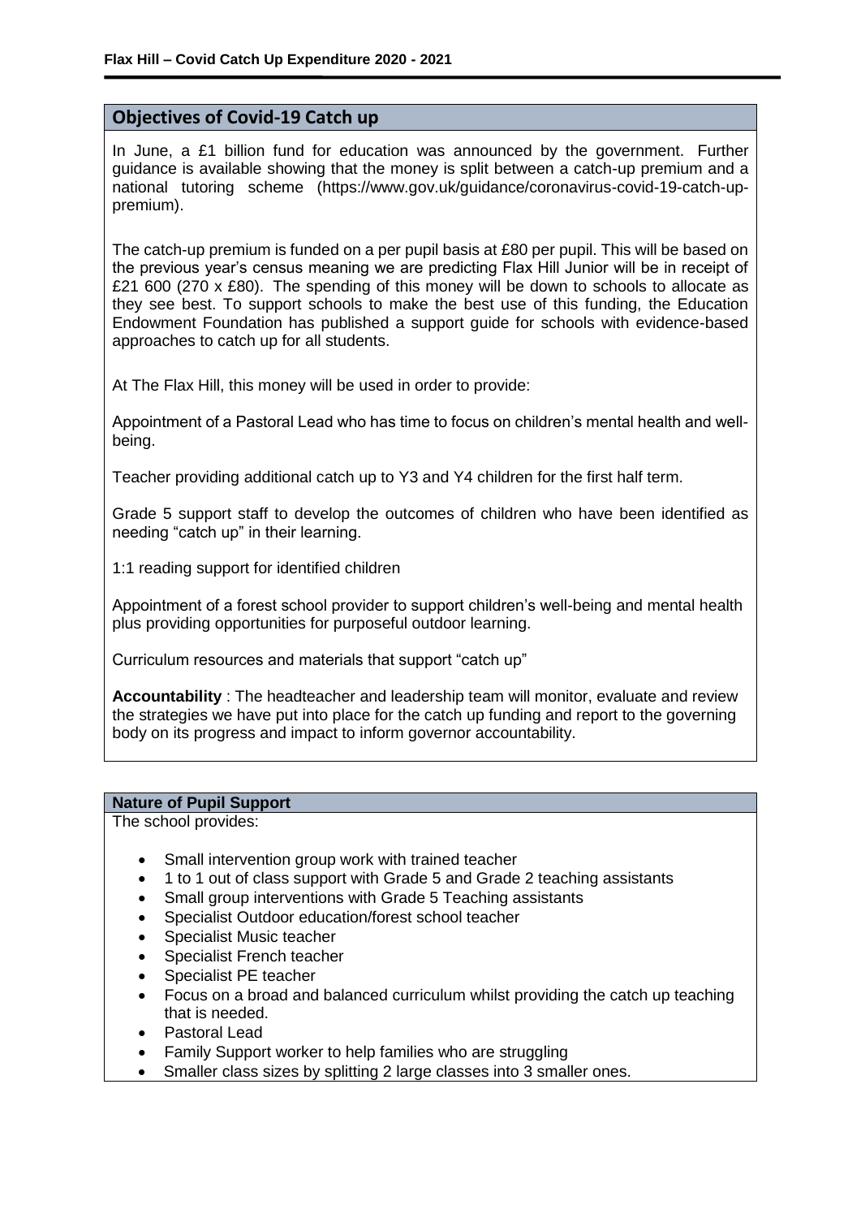## Objectives of Covid-19 Catch up

In June, a £1 billion fund for education was announced by the government. Further guidance is available showing that the money is split between a catch-up premium and a national tutoring scheme (https://www.gov.uk/guidance/coronavirus-covid-19-catch-up-premium).

The catch-up premium is funded on a per pupil basis at £80 per pupil. This will be based on the previous year's census meaning we are predicting Flax Hill Junior will be in receipt of £21 600 (270 x £80). The spending of this money will be down to schools to allocate as they see best. To support schools to make the best use of this funding, the Education Endowment Foundation has published a support guide for schools with evidence-based approaches to catch up for all students.

At The Flax Hill, this money will be used in order to provide:

Appointment of a Pastoral Lead who has time to focus on children's mental health and well-being.

Teacher providing additional catch up to Y3 and Y4 children for the first half term.

Grade 5 support staff to develop the outcomes of children who have been identified as needing "catch up" in their learning.

1:1 reading support for identified children

Appointment of a forest school provider to support children's well-being and mental health plus providing opportunities for purposeful outdoor learning.

Curriculum resources and materials that support "catch up"

**Accountability** : The headteacher and leadership team will monitor, evaluate and review the strategies we have put into place for the catch up funding and report to the governing body on its progress and impact to inform governor accountability.

## Nature of Pupil Support

The school provides:

- Small intervention group work with trained teacher
- 1 to 1 out of class support with Grade 5 and Grade 2 teaching assistants
- Small group interventions with Grade 5 Teaching assistants
- Specialist Outdoor education/forest school teacher
- Specialist Music teacher
- Specialist French teacher
- Specialist PE teacher
- Focus on a broad and balanced curriculum whilst providing the catch up teaching that is needed.
- Pastoral Lead
- Family Support worker to help families who are struggling
- Smaller class sizes by splitting 2 large classes into 3 smaller ones.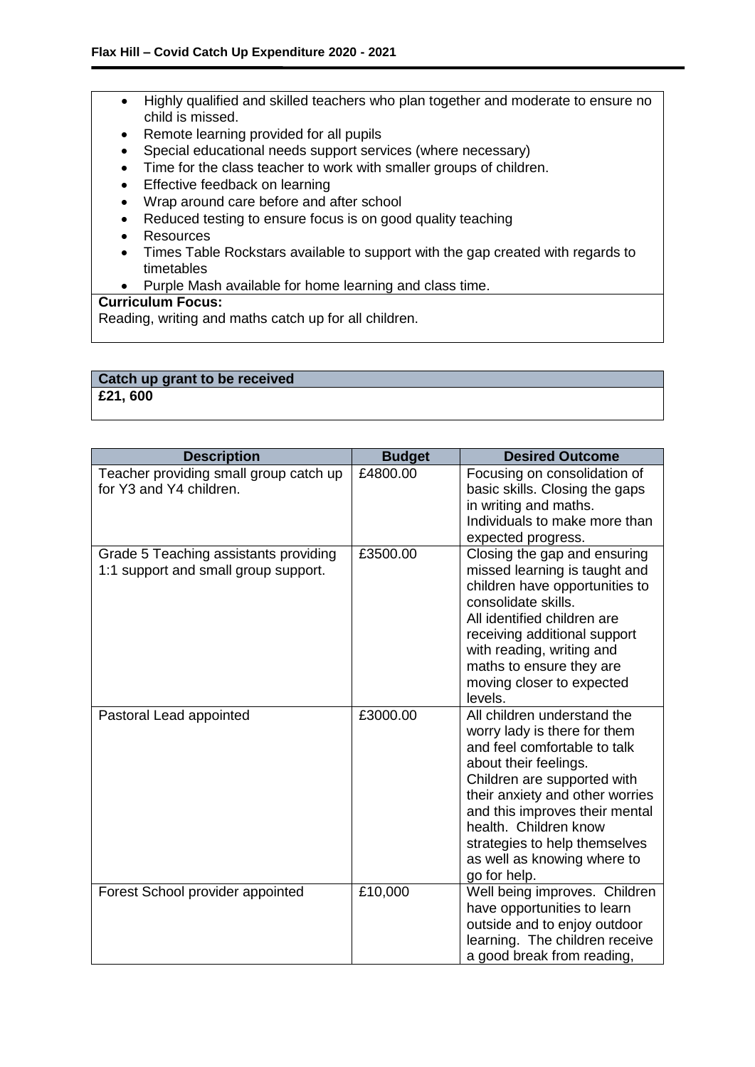**Flax Hill – Covid Catch Up Expenditure 2020 - 2021**

- Highly qualified and skilled teachers who plan together and moderate to ensure no child is missed.
- Remote learning provided for all pupils
- Special educational needs support services (where necessary)
- Time for the class teacher to work with smaller groups of children.
- Effective feedback on learning
- Wrap around care before and after school
- Reduced testing to ensure focus is on good quality teaching
- Resources
- Times Table Rockstars available to support with the gap created with regards to timetables
- Purple Mash available for home learning and class time.

**Curriculum Focus:**
Reading, writing and maths catch up for all children.

| Catch up grant to be received |
| --- |
| **£21, 600** |

| Description | Budget | Desired Outcome |
| --- | --- | --- |
| Teacher providing small group catch up for Y3 and Y4 children. | £4800.00 | Focusing on consolidation of basic skills. Closing the gaps in writing and maths. Individuals to make more than expected progress. |
| Grade 5 Teaching assistants providing 1:1 support and small group support. | £3500.00 | Closing the gap and ensuring missed learning is taught and children have opportunities to consolidate skills. All identified children are receiving additional support with reading, writing and maths to ensure they are moving closer to expected levels. |
| Pastoral Lead appointed | £3000.00 | All children understand the worry lady is there for them and feel comfortable to talk about their feelings. Children are supported with their anxiety and other worries and this improves their mental health. Children know strategies to help themselves as well as knowing where to go for help. |
| Forest School provider appointed | £10,000 | Well being improves. Children have opportunities to learn outside and to enjoy outdoor learning. The children receive a good break from reading, |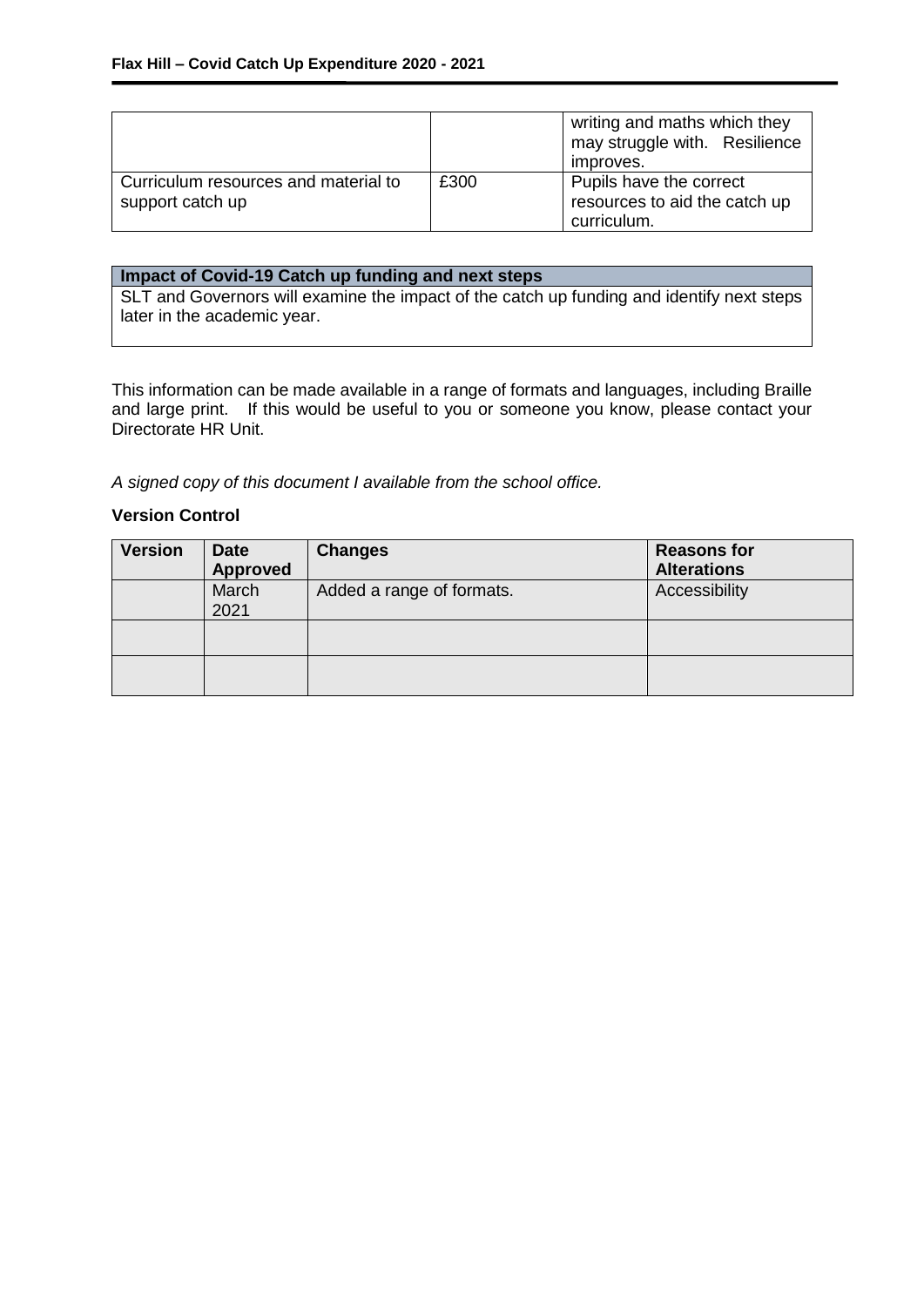| | | |
|---|---|---|
| | | writing and maths which they may struggle with. Resilience improves. |
| Curriculum resources and material to support catch up | £300 | Pupils have the correct resources to aid the catch up curriculum. |

| **Impact of Covid-19 Catch up funding and next steps** |
|---|
| SLT and Governors will examine the impact of the catch up funding and identify next steps later in the academic year. |

This information can be made available in a range of formats and languages, including Braille and large print. If this would be useful to you or someone you know, please contact your Directorate HR Unit.

*A signed copy of this document I available from the school office.*

**Version Control**

| Version | Date Approved | Changes | Reasons for Alterations |
|---|---|---|---|
| | March 2021 | Added a range of formats. | Accessibility |
| | | | |
| | | | |